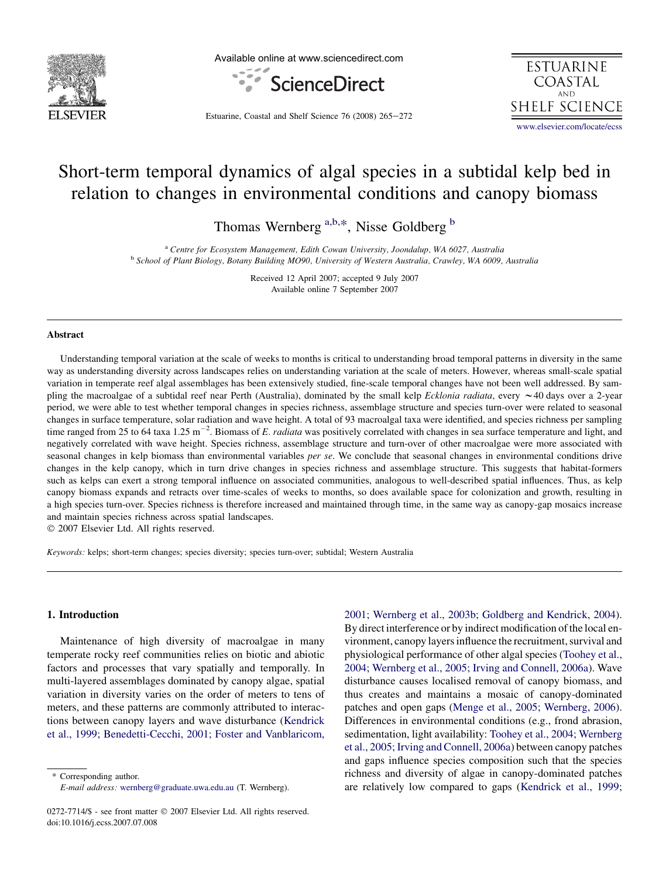# Short-term temporal dynamics of algal species in a subtidal kelp bed in relation to changes in environmental conditions and canopy biomass

Thomas Wernberg [a,b,*], Nisse Goldberg [b]

[a] *Centre for Ecosystem Management, Edith Cowan University, Joondalup, WA 6027, Australia*
[b] *School of Plant Biology, Botany Building MO90, University of Western Australia, Crawley, WA 6009, Australia*

Received 12 April 2007; accepted 9 July 2007
Available online 7 September 2007

## Abstract

Understanding temporal variation at the scale of weeks to months is critical to understanding broad temporal patterns in diversity in the same way as understanding diversity across landscapes relies on understanding variation at the scale of meters. However, whereas small-scale spatial variation in temperate reef algal assemblages has been extensively studied, fine-scale temporal changes have not been well addressed. By sampling the macroalgae of a subtidal reef near Perth (Australia), dominated by the small kelp *Ecklonia radiata*, every ~40 days over a 2-year period, we were able to test whether temporal changes in species richness, assemblage structure and species turn-over were related to seasonal changes in surface temperature, solar radiation and wave height. A total of 93 macroalgal taxa were identified, and species richness per sampling time ranged from 25 to 64 taxa 1.25 $m^{-2}$. Biomass of *E. radiata* was positively correlated with changes in sea surface temperature and light, and negatively correlated with wave height. Species richness, assemblage structure and turn-over of other macroalgae were more associated with seasonal changes in kelp biomass than environmental variables *per se*. We conclude that seasonal changes in environmental conditions drive changes in the kelp canopy, which in turn drive changes in species richness and assemblage structure. This suggests that habitat-formers such as kelps can exert a strong temporal influence on associated communities, analogous to well-described spatial influences. Thus, as kelp canopy biomass expands and retracts over time-scales of weeks to months, so does available space for colonization and growth, resulting in a high species turn-over. Species richness is therefore increased and maintained through time, in the same way as canopy-gap mosaics increase and maintain species richness across spatial landscapes.

© 2007 Elsevier Ltd. All rights reserved.

*Keywords:* kelps; short-term changes; species diversity; species turn-over; subtidal; Western Australia

## 1. Introduction

Maintenance of high diversity of macroalgae in many temperate rocky reef communities relies on biotic and abiotic factors and processes that vary spatially and temporally. In multi-layered assemblages dominated by canopy algae, spatial variation in diversity varies on the order of meters to tens of meters, and these patterns are commonly attributed to interactions between canopy layers and wave disturbance (Kendrick et al., 1999; Benedetti-Cecchi, 2001; Foster and Vanblaricom, 2001; Wernberg et al., 2003b; Goldberg and Kendrick, 2004). By direct interference or by indirect modification of the local environment, canopy layers influence the recruitment, survival and physiological performance of other algal species (Toohey et al., 2004; Wernberg et al., 2005; Irving and Connell, 2006a). Wave disturbance causes localised removal of canopy biomass, and thus creates and maintains a mosaic of canopy-dominated patches and open gaps (Menge et al., 2005; Wernberg, 2006). Differences in environmental conditions (e.g., frond abrasion, sedimentation, light availability: Toohey et al., 2004; Wernberg et al., 2005; Irving and Connell, 2006a) between canopy patches and gaps influence species composition such that the species richness and diversity of algae in canopy-dominated patches are relatively low compared to gaps (Kendrick et al., 1999;

\* Corresponding author.
*E-mail address:* wernberg@graduate.uwa.edu.au (T. Wernberg).

0272-7714/$ - see front matter © 2007 Elsevier Ltd. All rights reserved.
doi:10.1016/j.ecss.2007.07.008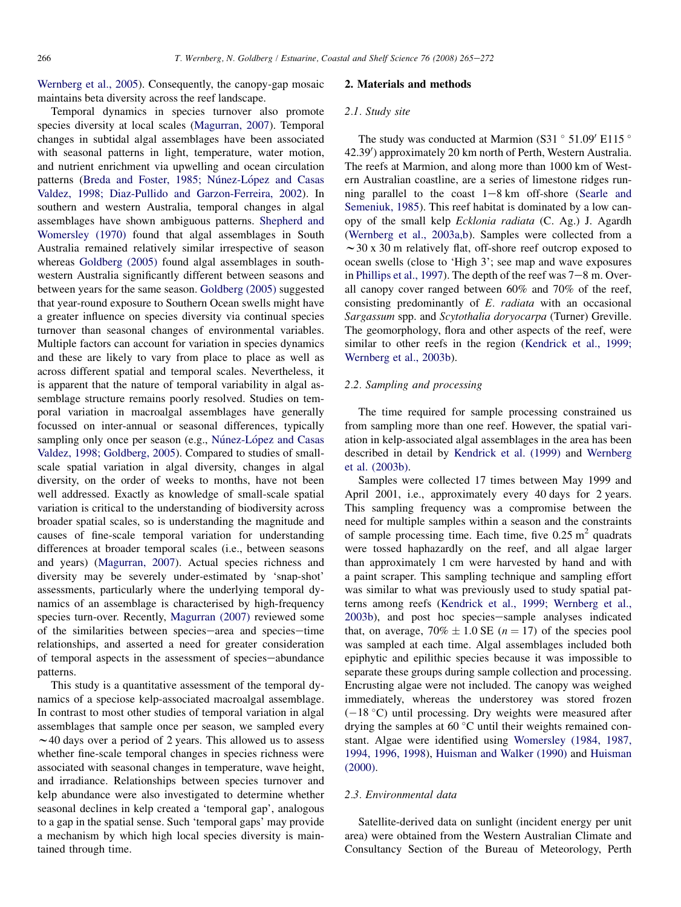Wernberg et al., 2005). Consequently, the canopy-gap mosaic maintains beta diversity across the reef landscape.

Temporal dynamics in species turnover also promote species diversity at local scales (Magurran, 2007). Temporal changes in subtidal algal assemblages have been associated with seasonal patterns in light, temperature, water motion, and nutrient enrichment via upwelling and ocean circulation patterns (Breda and Foster, 1985; Núnez-López and Casas Valdez, 1998; Diaz-Pullido and Garzon-Ferreira, 2002). In southern and western Australia, temporal changes in algal assemblages have shown ambiguous patterns. Shepherd and Womersley (1970) found that algal assemblages in South Australia remained relatively similar irrespective of season whereas Goldberg (2005) found algal assemblages in southwestern Australia significantly different between seasons and between years for the same season. Goldberg (2005) suggested that year-round exposure to Southern Ocean swells might have a greater influence on species diversity via continual species turnover than seasonal changes of environmental variables. Multiple factors can account for variation in species dynamics and these are likely to vary from place to place as well as across different spatial and temporal scales. Nevertheless, it is apparent that the nature of temporal variability in algal assemblage structure remains poorly resolved. Studies on temporal variation in macroalgal assemblages have generally focussed on inter-annual or seasonal differences, typically sampling only once per season (e.g., Núnez-López and Casas Valdez, 1998; Goldberg, 2005). Compared to studies of small-scale spatial variation in algal diversity, changes in algal diversity, on the order of weeks to months, have not been well addressed. Exactly as knowledge of small-scale spatial variation is critical to the understanding of biodiversity across broader spatial scales, so is understanding the magnitude and causes of fine-scale temporal variation for understanding differences at broader temporal scales (i.e., between seasons and years) (Magurran, 2007). Actual species richness and diversity may be severely under-estimated by 'snap-shot' assessments, particularly where the underlying temporal dynamics of an assemblage is characterised by high-frequency species turn-over. Recently, Magurran (2007) reviewed some of the similarities between species–area and species–time relationships, and asserted a need for greater consideration of temporal aspects in the assessment of species–abundance patterns.

This study is a quantitative assessment of the temporal dynamics of a speciose kelp-associated macroalgal assemblage. In contrast to most other studies of temporal variation in algal assemblages that sample once per season, we sampled every ~40 days over a period of 2 years. This allowed us to assess whether fine-scale temporal changes in species richness were associated with seasonal changes in temperature, wave height, and irradiance. Relationships between species turnover and kelp abundance were also investigated to determine whether seasonal declines in kelp created a 'temporal gap', analogous to a gap in the spatial sense. Such 'temporal gaps' may provide a mechanism by which high local species diversity is maintained through time.

## 2. Materials and methods

### 2.1. Study site

The study was conducted at Marmion (S31° 51.09′ E115° 42.39′) approximately 20 km north of Perth, Western Australia. The reefs at Marmion, and along more than 1000 km of Western Australian coastline, are a series of limestone ridges running parallel to the coast 1–8 km off-shore (Searle and Semeniuk, 1985). This reef habitat is dominated by a low canopy of the small kelp *Ecklonia radiata* (C. Ag.) J. Agardh (Wernberg et al., 2003a,b). Samples were collected from a ~30 x 30 m relatively flat, off-shore reef outcrop exposed to ocean swells (close to 'High 3'; see map and wave exposures in Phillips et al., 1997). The depth of the reef was 7–8 m. Overall canopy cover ranged between 60% and 70% of the reef, consisting predominantly of *E. radiata* with an occasional *Sargassum* spp. and *Scytothalia doryocarpa* (Turner) Greville. The geomorphology, flora and other aspects of the reef, were similar to other reefs in the region (Kendrick et al., 1999; Wernberg et al., 2003b).

### 2.2. Sampling and processing

The time required for sample processing constrained us from sampling more than one reef. However, the spatial variation in kelp-associated algal assemblages in the area has been described in detail by Kendrick et al. (1999) and Wernberg et al. (2003b).

Samples were collected 17 times between May 1999 and April 2001, i.e., approximately every 40 days for 2 years. This sampling frequency was a compromise between the need for multiple samples within a season and the constraints of sample processing time. Each time, five 0.25 $m^2$ quadrats were tossed haphazardly on the reef, and all algae larger than approximately 1 cm were harvested by hand and with a paint scraper. This sampling technique and sampling effort was similar to what was previously used to study spatial patterns among reefs (Kendrick et al., 1999; Wernberg et al., 2003b), and post hoc species–sample analyses indicated that, on average, 70% ± 1.0 SE ($n = 17$) of the species pool was sampled at each time. Algal assemblages included both epiphytic and epilithic species because it was impossible to separate these groups during sample collection and processing. Encrusting algae were not included. The canopy was weighed immediately, whereas the understorey was stored frozen (−18 °C) until processing. Dry weights were measured after drying the samples at 60 °C until their weights remained constant. Algae were identified using Womersley (1984, 1987, 1994, 1996, 1998), Huisman and Walker (1990) and Huisman (2000).

### 2.3. Environmental data

Satellite-derived data on sunlight (incident energy per unit area) were obtained from the Western Australian Climate and Consultancy Section of the Bureau of Meteorology, Perth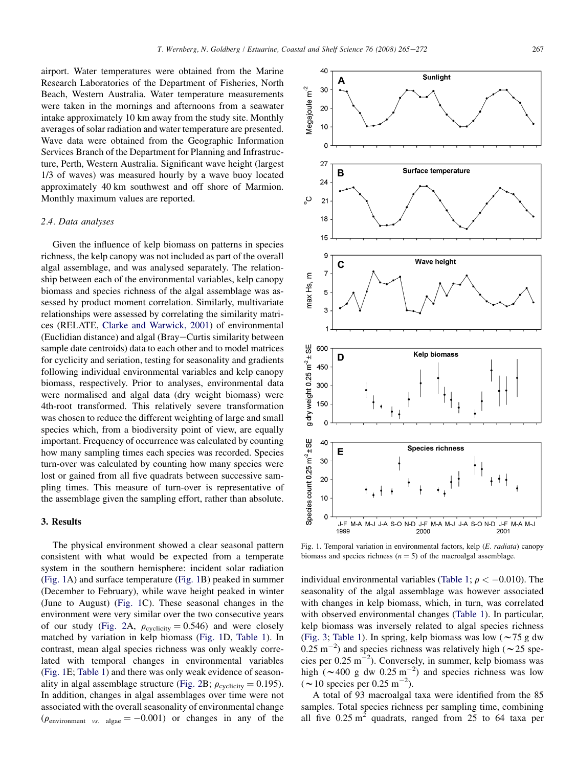airport. Water temperatures were obtained from the Marine Research Laboratories of the Department of Fisheries, North Beach, Western Australia. Water temperature measurements were taken in the mornings and afternoons from a seawater intake approximately 10 km away from the study site. Monthly averages of solar radiation and water temperature are presented. Wave data were obtained from the Geographic Information Services Branch of the Department for Planning and Infrastructure, Perth, Western Australia. Significant wave height (largest 1/3 of waves) was measured hourly by a wave buoy located approximately 40 km southwest and off shore of Marmion. Monthly maximum values are reported.

### 2.4. Data analyses

Given the influence of kelp biomass on patterns in species richness, the kelp canopy was not included as part of the overall algal assemblage, and was analysed separately. The relationship between each of the environmental variables, kelp canopy biomass and species richness of the algal assemblage was assessed by product moment correlation. Similarly, multivariate relationships were assessed by correlating the similarity matrices (RELATE, Clarke and Warwick, 2001) of environmental (Euclidian distance) and algal (Bray–Curtis similarity between sample date centroids) data to each other and to model matrices for cyclicity and seriation, testing for seasonality and gradients following individual environmental variables and kelp canopy biomass, respectively. Prior to analyses, environmental data were normalised and algal data (dry weight biomass) were 4th-root transformed. This relatively severe transformation was chosen to reduce the different weighting of large and small species which, from a biodiversity point of view, are equally important. Frequency of occurrence was calculated by counting how many sampling times each species was recorded. Species turn-over was calculated by counting how many species were lost or gained from all five quadrats between successive sampling times. This measure of turn-over is representative of the assemblage given the sampling effort, rather than absolute.

## 3. Results

The physical environment showed a clear seasonal pattern consistent with what would be expected from a temperate system in the southern hemisphere: incident solar radiation (Fig. 1A) and surface temperature (Fig. 1B) peaked in summer (December to February), while wave height peaked in winter (June to August) (Fig. 1C). These seasonal changes in the environment were very similar over the two consecutive years of our study (Fig. 2A, $\rho_{\text{cyclicity}} = 0.546$) and were closely matched by variation in kelp biomass (Fig. 1D, Table 1). In contrast, mean algal species richness was only weakly correlated with temporal changes in environmental variables (Fig. 1E; Table 1) and there was only weak evidence of seasonality in algal assemblage structure (Fig. 2B; $\rho_{\text{cyclicity}} = 0.195$). In addition, changes in algal assemblages over time were not associated with the overall seasonality of environmental change ($\rho_{\text{environment } vs. \text{ algae}} = -0.001$) or changes in any of the individual environmental variables (Table 1; $\rho < -0.010$). The seasonality of the algal assemblage was however associated with changes in kelp biomass, which, in turn, was correlated with observed environmental changes (Table 1). In particular, kelp biomass was inversely related to algal species richness (Fig. 3; Table 1). In spring, kelp biomass was low (~75 g dw $0.25\ m^{-2}$) and species richness was relatively high (~25 species per $0.25\ m^{-2}$). Conversely, in summer, kelp biomass was high (~400 g dw $0.25\ m^{-2}$) and species richness was low (~10 species per $0.25\ m^{-2}$).

A total of 93 macroalgal taxa were identified from the 85 samples. Total species richness per sampling time, combining all five $0.25\ m^2$ quadrats, ranged from 25 to 64 taxa per

Fig. 1. Temporal variation in environmental factors, kelp (*E. radiata*) canopy biomass and species richness ($n = 5$) of the macroalgal assemblage.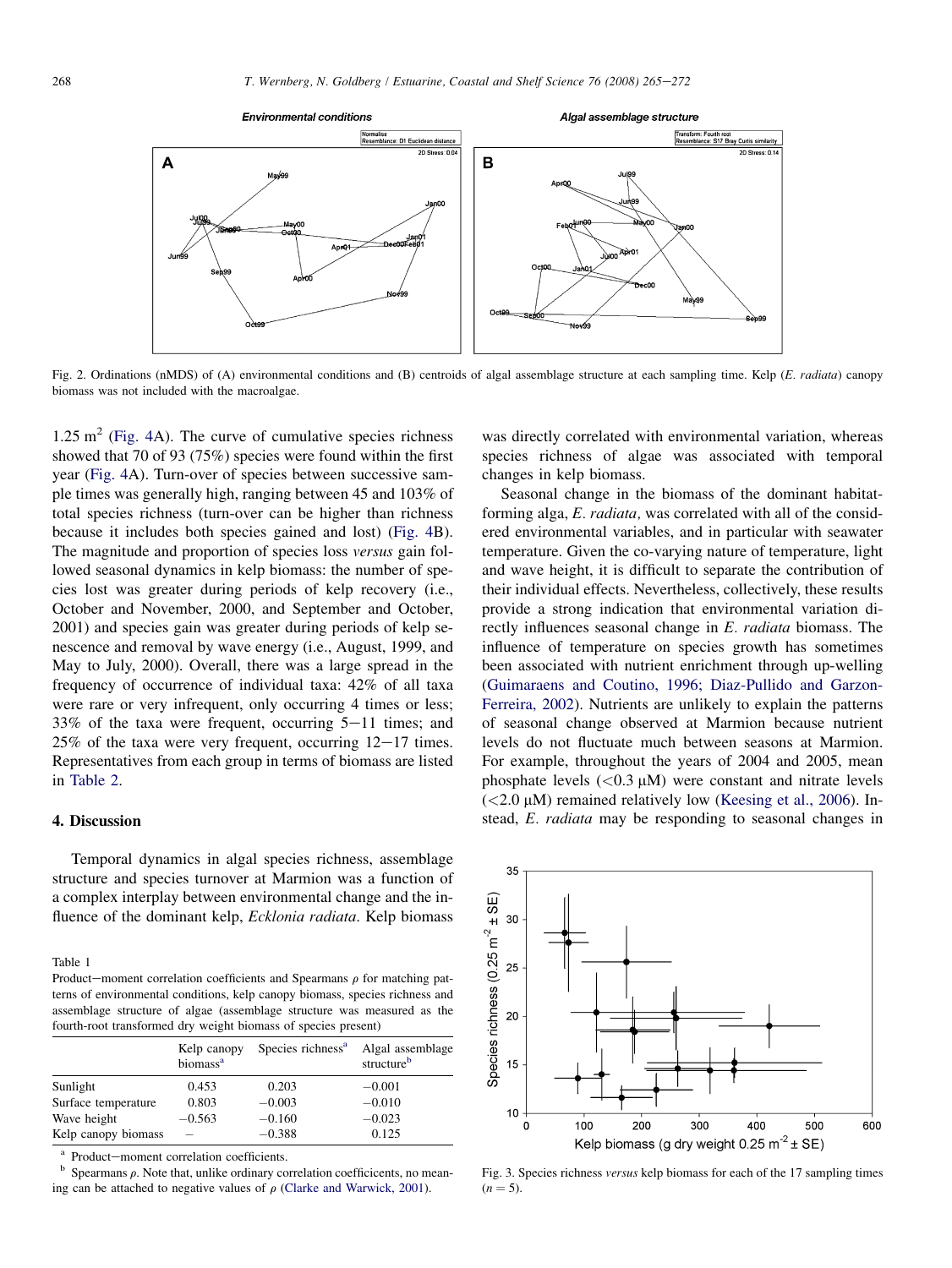Fig. 2. Ordinations (nMDS) of (A) environmental conditions and (B) centroids of algal assemblage structure at each sampling time. Kelp (*E. radiata*) canopy biomass was not included with the macroalgae.

$1.25\ m^2$ (Fig. 4A). The curve of cumulative species richness showed that 70 of 93 (75%) species were found within the first year (Fig. 4A). Turn-over of species between successive sample times was generally high, ranging between 45 and 103% of total species richness (turn-over can be higher than richness because it includes both species gained and lost) (Fig. 4B). The magnitude and proportion of species loss *versus* gain followed seasonal dynamics in kelp biomass: the number of species lost was greater during periods of kelp recovery (i.e., October and November, 2000, and September and October, 2001) and species gain was greater during periods of kelp senescence and removal by wave energy (i.e., August, 1999, and May to July, 2000). Overall, there was a large spread in the frequency of occurrence of individual taxa: 42% of all taxa were rare or very infrequent, only occurring 4 times or less; 33% of the taxa were frequent, occurring 5–11 times; and 25% of the taxa were very frequent, occurring 12–17 times. Representatives from each group in terms of biomass are listed in Table 2.

## 4. Discussion

Temporal dynamics in algal species richness, assemblage structure and species turnover at Marmion was a function of a complex interplay between environmental change and the influence of the dominant kelp, *Ecklonia radiata*. Kelp biomass was directly correlated with environmental variation, whereas species richness of algae was associated with temporal changes in kelp biomass.

Seasonal change in the biomass of the dominant habitat-forming alga, *E. radiata,* was correlated with all of the considered environmental variables, and in particular with seawater temperature. Given the co-varying nature of temperature, light and wave height, it is difficult to separate the contribution of their individual effects. Nevertheless, collectively, these results provide a strong indication that environmental variation directly influences seasonal change in *E. radiata* biomass. The influence of temperature on species growth has sometimes been associated with nutrient enrichment through up-welling (Guimaraens and Coutino, 1996; Diaz-Pullido and Garzon-Ferreira, 2002). Nutrients are unlikely to explain the patterns of seasonal change observed at Marmion because nutrient levels do not fluctuate much between seasons at Marmion. For example, throughout the years of 2004 and 2005, mean phosphate levels ($<0.3\ \mu M$) were constant and nitrate levels ($<2.0\ \mu M$) remained relatively low (Keesing et al., 2006). Instead, *E. radiata* may be responding to seasonal changes in

Table 1

Product–moment correlation coefficients and Spearmans $\rho$ for matching patterns of environmental conditions, kelp canopy biomass, species richness and assemblage structure of algae (assemblage structure was measured as the fourth-root transformed dry weight biomass of species present)

| | Kelp canopy biomass[a] | Species richness[a] | Algal assemblage structure[b] |
|---|---|---|---|
| Sunlight | 0.453 | 0.203 | −0.001 |
| Surface temperature | 0.803 | −0.003 | −0.010 |
| Wave height | −0.563 | −0.160 | −0.023 |
| Kelp canopy biomass | – | −0.388 | 0.125 |

[a] Product–moment correlation coefficients.

[b] Spearmans $\rho$. Note that, unlike ordinary correlation coefficicents, no meaning can be attached to negative values of $\rho$ (Clarke and Warwick, 2001).

Fig. 3. Species richness *versus* kelp biomass for each of the 17 sampling times ($n = 5$).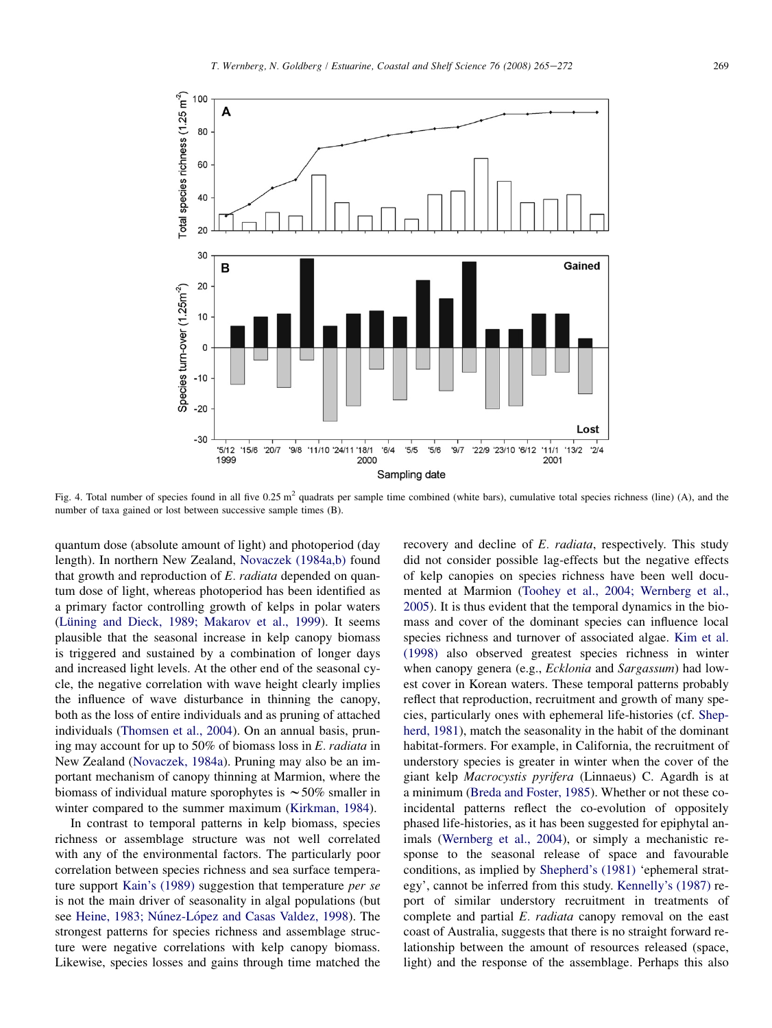Fig. 4. Total number of species found in all five 0.25 m$^2$ quadrats per sample time combined (white bars), cumulative total species richness (line) (A), and the number of taxa gained or lost between successive sample times (B).

quantum dose (absolute amount of light) and photoperiod (day length). In northern New Zealand, Novaczek (1984a,b) found that growth and reproduction of *E. radiata* depended on quantum dose of light, whereas photoperiod has been identified as a primary factor controlling growth of kelps in polar waters (Lüning and Dieck, 1989; Makarov et al., 1999). It seems plausible that the seasonal increase in kelp canopy biomass is triggered and sustained by a combination of longer days and increased light levels. At the other end of the seasonal cycle, the negative correlation with wave height clearly implies the influence of wave disturbance in thinning the canopy, both as the loss of entire individuals and as pruning of attached individuals (Thomsen et al., 2004). On an annual basis, pruning may account for up to 50% of biomass loss in *E. radiata* in New Zealand (Novaczek, 1984a). Pruning may also be an important mechanism of canopy thinning at Marmion, where the biomass of individual mature sporophytes is ~50% smaller in winter compared to the summer maximum (Kirkman, 1984).

In contrast to temporal patterns in kelp biomass, species richness or assemblage structure was not well correlated with any of the environmental factors. The particularly poor correlation between species richness and sea surface temperature support Kain's (1989) suggestion that temperature *per se* is not the main driver of seasonality in algal populations (but see Heine, 1983; Núnez-López and Casas Valdez, 1998). The strongest patterns for species richness and assemblage structure were negative correlations with kelp canopy biomass. Likewise, species losses and gains through time matched the recovery and decline of *E. radiata*, respectively. This study did not consider possible lag-effects but the negative effects of kelp canopies on species richness have been well documented at Marmion (Toohey et al., 2004; Wernberg et al., 2005). It is thus evident that the temporal dynamics in the biomass and cover of the dominant species can influence local species richness and turnover of associated algae. Kim et al. (1998) also observed greatest species richness in winter when canopy genera (e.g., *Ecklonia* and *Sargassum*) had lowest cover in Korean waters. These temporal patterns probably reflect that reproduction, recruitment and growth of many species, particularly ones with ephemeral life-histories (cf. Shepherd, 1981), match the seasonality in the habit of the dominant habitat-formers. For example, in California, the recruitment of understory species is greater in winter when the cover of the giant kelp *Macrocystis pyrifera* (Linnaeus) C. Agardh is at a minimum (Breda and Foster, 1985). Whether or not these coincidental patterns reflect the co-evolution of oppositely phased life-histories, as it has been suggested for epiphytal animals (Wernberg et al., 2004), or simply a mechanistic response to the seasonal release of space and favourable conditions, as implied by Shepherd's (1981) 'ephemeral strategy', cannot be inferred from this study. Kennelly's (1987) report of similar understory recruitment in treatments of complete and partial *E. radiata* canopy removal on the east coast of Australia, suggests that there is no straight forward relationship between the amount of resources released (space, light) and the response of the assemblage. Perhaps this also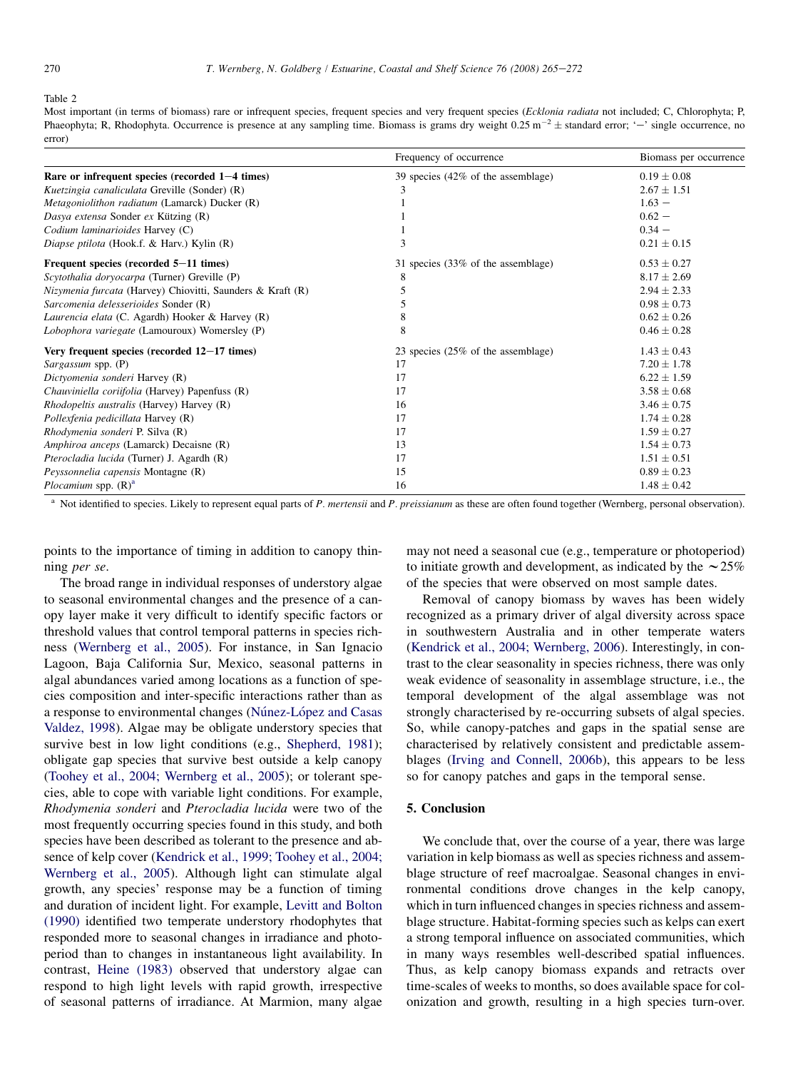Table 2
Most important (in terms of biomass) rare or infrequent species, frequent species and very frequent species (*Ecklonia radiata* not included; C, Chlorophyta; P, Phaeophyta; R, Rhodophyta. Occurrence is presence at any sampling time. Biomass is grams dry weight $0.25\ m^{-2} \pm$ standard error; '−' single occurrence, no error)

| | Frequency of occurrence | Biomass per occurrence |
|---|---|---|
| **Rare or infrequent species (recorded 1−4 times)** | 39 species (42% of the assemblage) | 0.19 ± 0.08 |
| *Kuetzingia canaliculata* Greville (Sonder) (R) | 3 | 2.67 ± 1.51 |
| *Metagoniolithon radiatum* (Lamarck) Ducker (R) | 1 | 1.63 − |
| *Dasya extensa* Sonder *ex* Kützing (R) | 1 | 0.62 − |
| *Codium laminarioides* Harvey (C) | 1 | 0.34 − |
| *Diapse ptilota* (Hook.f. & Harv.) Kylin (R) | 3 | 0.21 ± 0.15 |
| **Frequent species (recorded 5−11 times)** | 31 species (33% of the assemblage) | 0.53 ± 0.27 |
| *Scytothalia doryocarpa* (Turner) Greville (P) | 8 | 8.17 ± 2.69 |
| *Nizymenia furcata* (Harvey) Chiovitti, Saunders & Kraft (R) | 5 | 2.94 ± 2.33 |
| *Sarcomenia delesserioides* Sonder (R) | 5 | 0.98 ± 0.73 |
| *Laurencia elata* (C. Agardh) Hooker & Harvey (R) | 8 | 0.62 ± 0.26 |
| *Lobophora variegate* (Lamouroux) Womersley (P) | 8 | 0.46 ± 0.28 |
| **Very frequent species (recorded 12−17 times)** | 23 species (25% of the assemblage) | 1.43 ± 0.43 |
| *Sargassum* spp. (P) | 17 | 7.20 ± 1.78 |
| *Dictyomenia sonderi* Harvey (R) | 17 | 6.22 ± 1.59 |
| *Chauviniella coriifolia* (Harvey) Papenfuss (R) | 17 | 3.58 ± 0.68 |
| *Rhodopeltis australis* (Harvey) Harvey (R) | 16 | 3.46 ± 0.75 |
| *Pollexfenia pedicillata* Harvey (R) | 17 | 1.74 ± 0.28 |
| *Rhodymenia sonderi* P. Silva (R) | 17 | 1.59 ± 0.27 |
| *Amphiroa anceps* (Lamarck) Decaisne (R) | 13 | 1.54 ± 0.73 |
| *Pterocladia lucida* (Turner) J. Agardh (R) | 17 | 1.51 ± 0.51 |
| *Peyssonnelia capensis* Montagne (R) | 15 | 0.89 ± 0.23 |
| *Plocamium* spp. (R)[a] | 16 | 1.48 ± 0.42 |

[a] Not identified to species. Likely to represent equal parts of *P. mertensii* and *P. preissianum* as these are often found together (Wernberg, personal observation).

points to the importance of timing in addition to canopy thinning *per se*.

The broad range in individual responses of understory algae to seasonal environmental changes and the presence of a canopy layer make it very difficult to identify specific factors or threshold values that control temporal patterns in species richness (Wernberg et al., 2005). For instance, in San Ignacio Lagoon, Baja California Sur, Mexico, seasonal patterns in algal abundances varied among locations as a function of species composition and inter-specific interactions rather than as a response to environmental changes (Núnez-López and Casas Valdez, 1998). Algae may be obligate understory species that survive best in low light conditions (e.g., Shepherd, 1981); obligate gap species that survive best outside a kelp canopy (Toohey et al., 2004; Wernberg et al., 2005); or tolerant species, able to cope with variable light conditions. For example, *Rhodymenia sonderi* and *Pterocladia lucida* were two of the most frequently occurring species found in this study, and both species have been described as tolerant to the presence and absence of kelp cover (Kendrick et al., 1999; Toohey et al., 2004; Wernberg et al., 2005). Although light can stimulate algal growth, any species' response may be a function of timing and duration of incident light. For example, Levitt and Bolton (1990) identified two temperate understory rhodophytes that responded more to seasonal changes in irradiance and photoperiod than to changes in instantaneous light availability. In contrast, Heine (1983) observed that understory algae can respond to high light levels with rapid growth, irrespective of seasonal patterns of irradiance. At Marmion, many algae may not need a seasonal cue (e.g., temperature or photoperiod) to initiate growth and development, as indicated by the ~25% of the species that were observed on most sample dates.

Removal of canopy biomass by waves has been widely recognized as a primary driver of algal diversity across space in southwestern Australia and in other temperate waters (Kendrick et al., 2004; Wernberg, 2006). Interestingly, in contrast to the clear seasonality in species richness, there was only weak evidence of seasonality in assemblage structure, i.e., the temporal development of the algal assemblage was not strongly characterised by re-occurring subsets of algal species. So, while canopy-patches and gaps in the spatial sense are characterised by relatively consistent and predictable assemblages (Irving and Connell, 2006b), this appears to be less so for canopy patches and gaps in the temporal sense.

## 5. Conclusion

We conclude that, over the course of a year, there was large variation in kelp biomass as well as species richness and assemblage structure of reef macroalgae. Seasonal changes in environmental conditions drove changes in the kelp canopy, which in turn influenced changes in species richness and assemblage structure. Habitat-forming species such as kelps can exert a strong temporal influence on associated communities, which in many ways resembles well-described spatial influences. Thus, as kelp canopy biomass expands and retracts over time-scales of weeks to months, so does available space for colonization and growth, resulting in a high species turn-over.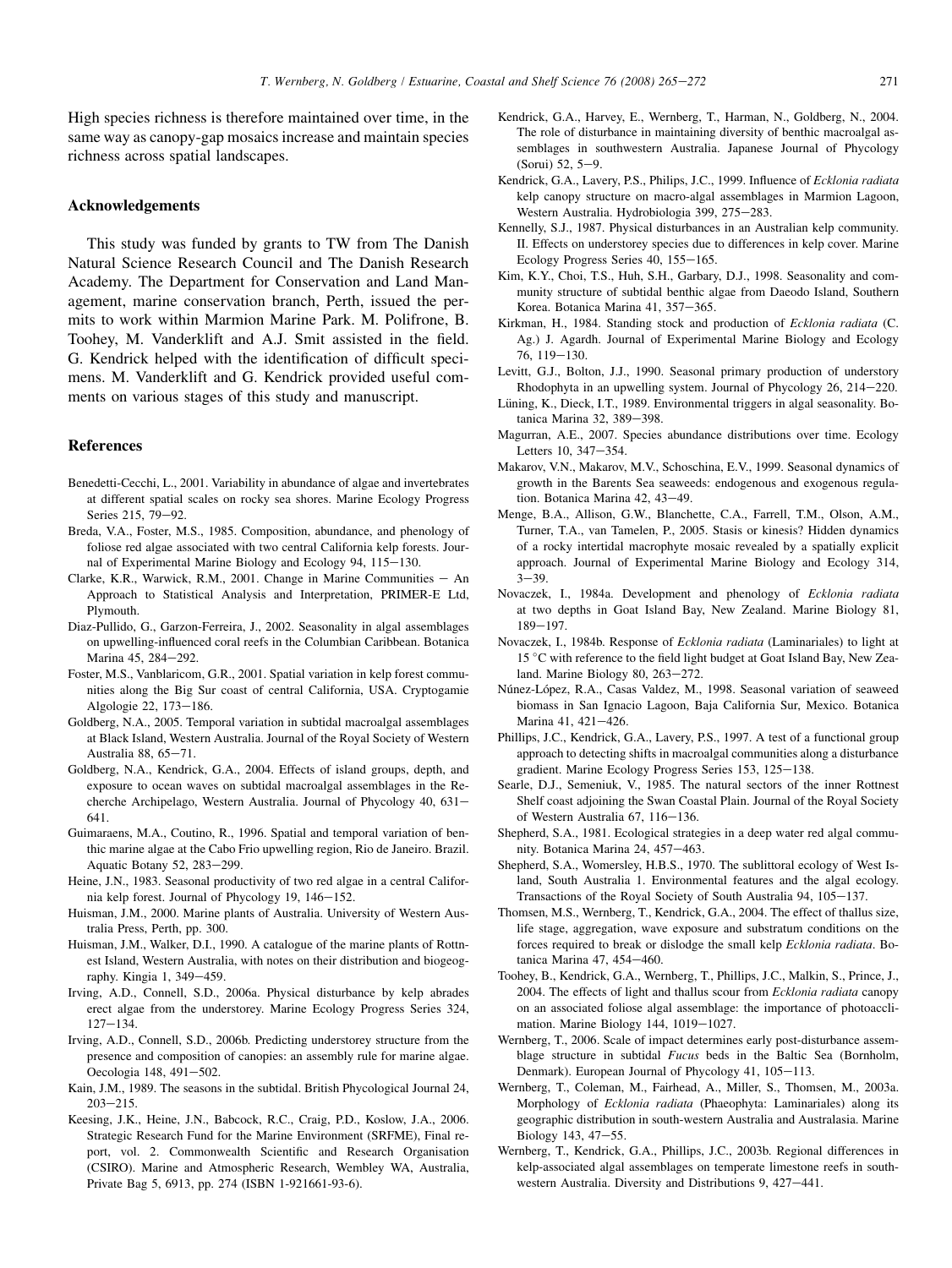High species richness is therefore maintained over time, in the same way as canopy-gap mosaics increase and maintain species richness across spatial landscapes.

## Acknowledgements

This study was funded by grants to TW from The Danish Natural Science Research Council and The Danish Research Academy. The Department for Conservation and Land Management, marine conservation branch, Perth, issued the permits to work within Marmion Marine Park. M. Polifrone, B. Toohey, M. Vanderklift and A.J. Smit assisted in the field. G. Kendrick helped with the identification of difficult specimens. M. Vanderklift and G. Kendrick provided useful comments on various stages of this study and manuscript.

## References

Benedetti-Cecchi, L., 2001. Variability in abundance of algae and invertebrates at different spatial scales on rocky sea shores. Marine Ecology Progress Series 215, 79–92.

Breda, V.A., Foster, M.S., 1985. Composition, abundance, and phenology of foliose red algae associated with two central California kelp forests. Journal of Experimental Marine Biology and Ecology 94, 115–130.

Clarke, K.R., Warwick, R.M., 2001. Change in Marine Communities – An Approach to Statistical Analysis and Interpretation, PRIMER-E Ltd, Plymouth.

Diaz-Pullido, G., Garzon-Ferreira, J., 2002. Seasonality in algal assemblages on upwelling-influenced coral reefs in the Columbian Caribbean. Botanica Marina 45, 284–292.

Foster, M.S., Vanblaricom, G.R., 2001. Spatial variation in kelp forest communities along the Big Sur coast of central California, USA. Cryptogamie Algologie 22, 173–186.

Goldberg, N.A., 2005. Temporal variation in subtidal macroalgal assemblages at Black Island, Western Australia. Journal of the Royal Society of Western Australia 88, 65–71.

Goldberg, N.A., Kendrick, G.A., 2004. Effects of island groups, depth, and exposure to ocean waves on subtidal macroalgal assemblages in the Recherche Archipelago, Western Australia. Journal of Phycology 40, 631–641.

Guimaraens, M.A., Coutino, R., 1996. Spatial and temporal variation of benthic marine algae at the Cabo Frio upwelling region, Rio de Janeiro. Brazil. Aquatic Botany 52, 283–299.

Heine, J.N., 1983. Seasonal productivity of two red algae in a central California kelp forest. Journal of Phycology 19, 146–152.

Huisman, J.M., 2000. Marine plants of Australia. University of Western Australia Press, Perth, pp. 300.

Huisman, J.M., Walker, D.I., 1990. A catalogue of the marine plants of Rottnest Island, Western Australia, with notes on their distribution and biogeography. Kingia 1, 349–459.

Irving, A.D., Connell, S.D., 2006a. Physical disturbance by kelp abrades erect algae from the understorey. Marine Ecology Progress Series 324, 127–134.

Irving, A.D., Connell, S.D., 2006b. Predicting understorey structure from the presence and composition of canopies: an assembly rule for marine algae. Oecologia 148, 491–502.

Kain, J.M., 1989. The seasons in the subtidal. British Phycological Journal 24, 203–215.

Keesing, J.K., Heine, J.N., Babcock, R.C., Craig, P.D., Koslow, J.A., 2006. Strategic Research Fund for the Marine Environment (SRFME), Final report, vol. 2. Commonwealth Scientific and Research Organisation (CSIRO). Marine and Atmospheric Research, Wembley WA, Australia, Private Bag 5, 6913, pp. 274 (ISBN 1-921661-93-6).

Kendrick, G.A., Harvey, E., Wernberg, T., Harman, N., Goldberg, N., 2004. The role of disturbance in maintaining diversity of benthic macroalgal assemblages in southwestern Australia. Japanese Journal of Phycology (Sorui) 52, 5–9.

Kendrick, G.A., Lavery, P.S., Philips, J.C., 1999. Influence of *Ecklonia radiata* kelp canopy structure on macro-algal assemblages in Marmion Lagoon, Western Australia. Hydrobiologia 399, 275–283.

Kennelly, S.J., 1987. Physical disturbances in an Australian kelp community. II. Effects on understorey species due to differences in kelp cover. Marine Ecology Progress Series 40, 155–165.

Kim, K.Y., Choi, T.S., Huh, S.H., Garbary, D.J., 1998. Seasonality and community structure of subtidal benthic algae from Daeodo Island, Southern Korea. Botanica Marina 41, 357–365.

Kirkman, H., 1984. Standing stock and production of *Ecklonia radiata* (C. Ag.) J. Agardh. Journal of Experimental Marine Biology and Ecology 76, 119–130.

Levitt, G.J., Bolton, J.J., 1990. Seasonal primary production of understory Rhodophyta in an upwelling system. Journal of Phycology 26, 214–220.

Lüning, K., Dieck, I.T., 1989. Environmental triggers in algal seasonality. Botanica Marina 32, 389–398.

Magurran, A.E., 2007. Species abundance distributions over time. Ecology Letters 10, 347–354.

Makarov, V.N., Makarov, M.V., Schoschina, E.V., 1999. Seasonal dynamics of growth in the Barents Sea seaweeds: endogenous and exogenous regulation. Botanica Marina 42, 43–49.

Menge, B.A., Allison, G.W., Blanchette, C.A., Farrell, T.M., Olson, A.M., Turner, T.A., van Tamelen, P., 2005. Stasis or kinesis? Hidden dynamics of a rocky intertidal macrophyte mosaic revealed by a spatially explicit approach. Journal of Experimental Marine Biology and Ecology 314, 3–39.

Novaczek, I., 1984a. Development and phenology of *Ecklonia radiata* at two depths in Goat Island Bay, New Zealand. Marine Biology 81, 189–197.

Novaczek, I., 1984b. Response of *Ecklonia radiata* (Laminariales) to light at 15 °C with reference to the field light budget at Goat Island Bay, New Zealand. Marine Biology 80, 263–272.

Núnez-López, R.A., Casas Valdez, M., 1998. Seasonal variation of seaweed biomass in San Ignacio Lagoon, Baja California Sur, Mexico. Botanica Marina 41, 421–426.

Phillips, J.C., Kendrick, G.A., Lavery, P.S., 1997. A test of a functional group approach to detecting shifts in macroalgal communities along a disturbance gradient. Marine Ecology Progress Series 153, 125–138.

Searle, D.J., Semeniuk, V., 1985. The natural sectors of the inner Rottnest Shelf coast adjoining the Swan Coastal Plain. Journal of the Royal Society of Western Australia 67, 116–136.

Shepherd, S.A., 1981. Ecological strategies in a deep water red algal community. Botanica Marina 24, 457–463.

Shepherd, S.A., Womersley, H.B.S., 1970. The sublittoral ecology of West Island, South Australia 1. Environmental features and the algal ecology. Transactions of the Royal Society of South Australia 94, 105–137.

Thomsen, M.S., Wernberg, T., Kendrick, G.A., 2004. The effect of thallus size, life stage, aggregation, wave exposure and substratum conditions on the forces required to break or dislodge the small kelp *Ecklonia radiata*. Botanica Marina 47, 454–460.

Toohey, B., Kendrick, G.A., Wernberg, T., Phillips, J.C., Malkin, S., Prince, J., 2004. The effects of light and thallus scour from *Ecklonia radiata* canopy on an associated foliose algal assemblage: the importance of photoacclimation. Marine Biology 144, 1019–1027.

Wernberg, T., 2006. Scale of impact determines early post-disturbance assemblage structure in subtidal *Fucus* beds in the Baltic Sea (Bornholm, Denmark). European Journal of Phycology 41, 105–113.

Wernberg, T., Coleman, M., Fairhead, A., Miller, S., Thomsen, M., 2003a. Morphology of *Ecklonia radiata* (Phaeophyta: Laminariales) along its geographic distribution in south-western Australia and Australasia. Marine Biology 143, 47–55.

Wernberg, T., Kendrick, G.A., Phillips, J.C., 2003b. Regional differences in kelp-associated algal assemblages on temperate limestone reefs in south-western Australia. Diversity and Distributions 9, 427–441.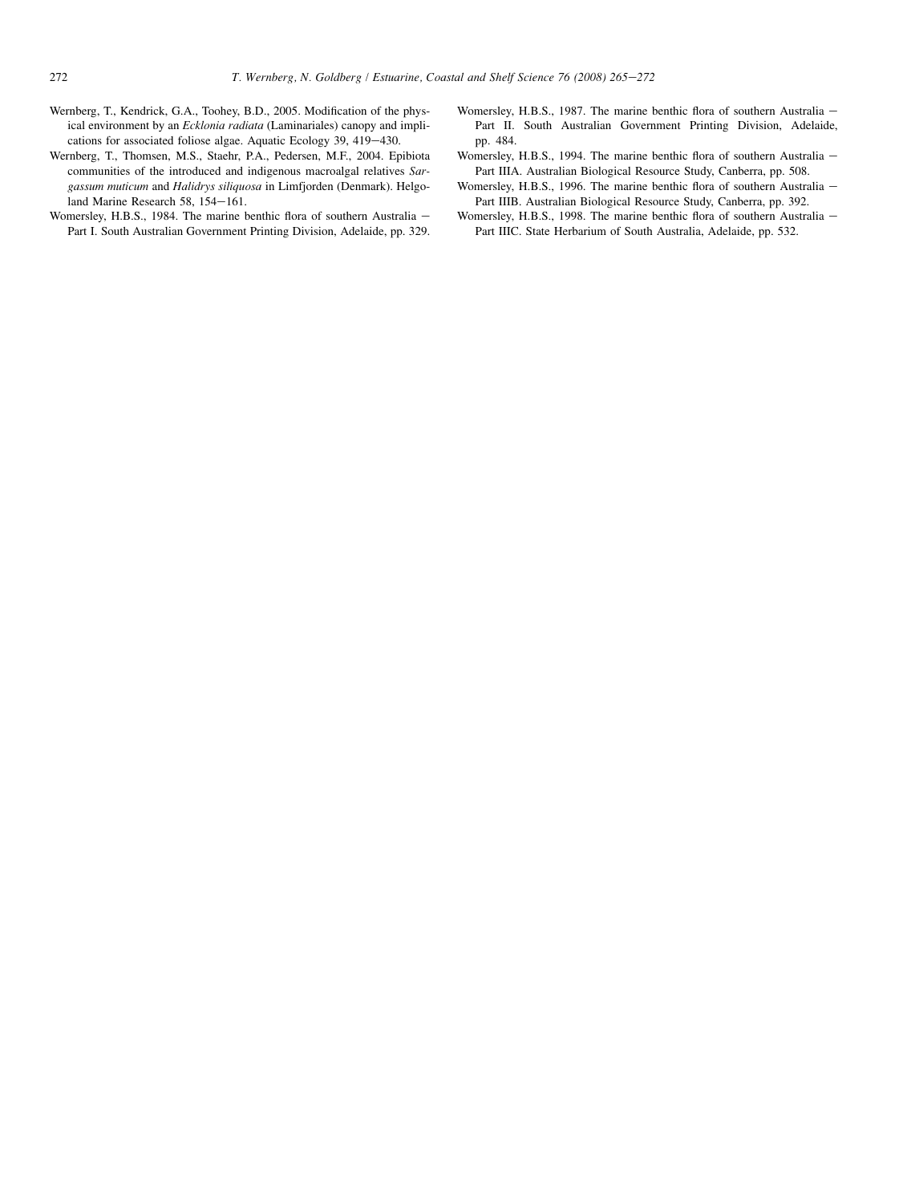Wernberg, T., Kendrick, G.A., Toohey, B.D., 2005. Modification of the physical environment by an *Ecklonia radiata* (Laminariales) canopy and implications for associated foliose algae. Aquatic Ecology 39, 419–430.

Wernberg, T., Thomsen, M.S., Staehr, P.A., Pedersen, M.F., 2004. Epibiota communities of the introduced and indigenous macroalgal relatives *Sargassum muticum* and *Halidrys siliquosa* in Limfjorden (Denmark). Helgoland Marine Research 58, 154–161.

Womersley, H.B.S., 1984. The marine benthic flora of southern Australia – Part I. South Australian Government Printing Division, Adelaide, pp. 329.

Womersley, H.B.S., 1987. The marine benthic flora of southern Australia – Part II. South Australian Government Printing Division, Adelaide, pp. 484.

Womersley, H.B.S., 1994. The marine benthic flora of southern Australia – Part IIIA. Australian Biological Resource Study, Canberra, pp. 508.

Womersley, H.B.S., 1996. The marine benthic flora of southern Australia – Part IIIB. Australian Biological Resource Study, Canberra, pp. 392.

Womersley, H.B.S., 1998. The marine benthic flora of southern Australia – Part IIIC. State Herbarium of South Australia, Adelaide, pp. 532.